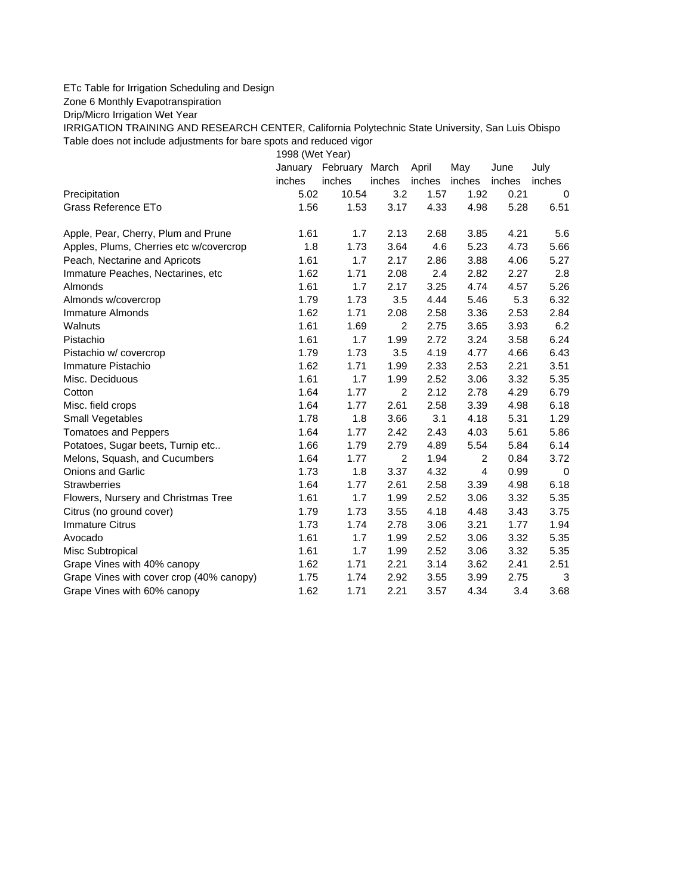ETc Table for Irrigation Scheduling and Design

Zone 6 Monthly Evapotranspiration

Drip/Micro Irrigation Wet Year

IRRIGATION TRAINING AND RESEARCH CENTER, California Polytechnic State University, San Luis Obispo

Table does not include adjustments for bare spots and reduced vigor

| | 1998 (Wet Year) | | | | | | |
|---|---|---|---|---|---|---|---|
| | January | February | March | April | May | June | July |
| | inches | inches | inches | inches | inches | inches | inches |
| Precipitation | 5.02 | 10.54 | 3.2 | 1.57 | 1.92 | 0.21 | 0 |
| Grass Reference ETo | 1.56 | 1.53 | 3.17 | 4.33 | 4.98 | 5.28 | 6.51 |
| | | | | | | | |
| Apple, Pear, Cherry, Plum and Prune | 1.61 | 1.7 | 2.13 | 2.68 | 3.85 | 4.21 | 5.6 |
| Apples, Plums, Cherries etc w/covercrop | 1.8 | 1.73 | 3.64 | 4.6 | 5.23 | 4.73 | 5.66 |
| Peach, Nectarine and Apricots | 1.61 | 1.7 | 2.17 | 2.86 | 3.88 | 4.06 | 5.27 |
| Immature Peaches, Nectarines, etc | 1.62 | 1.71 | 2.08 | 2.4 | 2.82 | 2.27 | 2.8 |
| Almonds | 1.61 | 1.7 | 2.17 | 3.25 | 4.74 | 4.57 | 5.26 |
| Almonds w/covercrop | 1.79 | 1.73 | 3.5 | 4.44 | 5.46 | 5.3 | 6.32 |
| Immature Almonds | 1.62 | 1.71 | 2.08 | 2.58 | 3.36 | 2.53 | 2.84 |
| Walnuts | 1.61 | 1.69 | 2 | 2.75 | 3.65 | 3.93 | 6.2 |
| Pistachio | 1.61 | 1.7 | 1.99 | 2.72 | 3.24 | 3.58 | 6.24 |
| Pistachio w/ covercrop | 1.79 | 1.73 | 3.5 | 4.19 | 4.77 | 4.66 | 6.43 |
| Immature Pistachio | 1.62 | 1.71 | 1.99 | 2.33 | 2.53 | 2.21 | 3.51 |
| Misc. Deciduous | 1.61 | 1.7 | 1.99 | 2.52 | 3.06 | 3.32 | 5.35 |
| Cotton | 1.64 | 1.77 | 2 | 2.12 | 2.78 | 4.29 | 6.79 |
| Misc. field crops | 1.64 | 1.77 | 2.61 | 2.58 | 3.39 | 4.98 | 6.18 |
| Small Vegetables | 1.78 | 1.8 | 3.66 | 3.1 | 4.18 | 5.31 | 1.29 |
| Tomatoes and Peppers | 1.64 | 1.77 | 2.42 | 2.43 | 4.03 | 5.61 | 5.86 |
| Potatoes, Sugar beets, Turnip etc.. | 1.66 | 1.79 | 2.79 | 4.89 | 5.54 | 5.84 | 6.14 |
| Melons, Squash, and Cucumbers | 1.64 | 1.77 | 2 | 1.94 | 2 | 0.84 | 3.72 |
| Onions and Garlic | 1.73 | 1.8 | 3.37 | 4.32 | 4 | 0.99 | 0 |
| Strawberries | 1.64 | 1.77 | 2.61 | 2.58 | 3.39 | 4.98 | 6.18 |
| Flowers, Nursery and Christmas Tree | 1.61 | 1.7 | 1.99 | 2.52 | 3.06 | 3.32 | 5.35 |
| Citrus (no ground cover) | 1.79 | 1.73 | 3.55 | 4.18 | 4.48 | 3.43 | 3.75 |
| Immature Citrus | 1.73 | 1.74 | 2.78 | 3.06 | 3.21 | 1.77 | 1.94 |
| Avocado | 1.61 | 1.7 | 1.99 | 2.52 | 3.06 | 3.32 | 5.35 |
| Misc Subtropical | 1.61 | 1.7 | 1.99 | 2.52 | 3.06 | 3.32 | 5.35 |
| Grape Vines with 40% canopy | 1.62 | 1.71 | 2.21 | 3.14 | 3.62 | 2.41 | 2.51 |
| Grape Vines with cover crop (40% canopy) | 1.75 | 1.74 | 2.92 | 3.55 | 3.99 | 2.75 | 3 |
| Grape Vines with 60% canopy | 1.62 | 1.71 | 2.21 | 3.57 | 4.34 | 3.4 | 3.68 |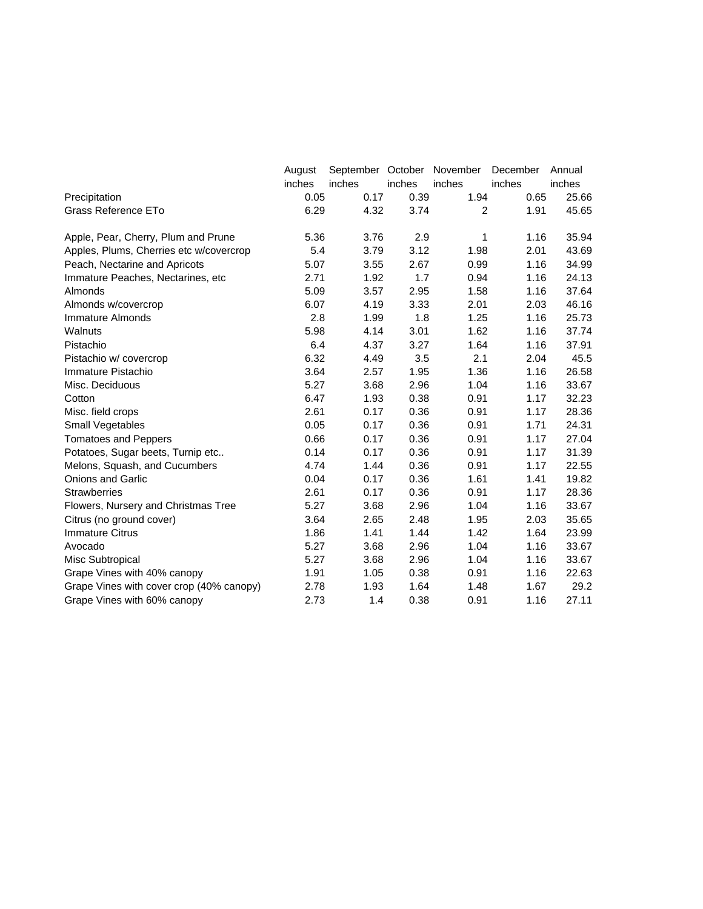| | August inches | September inches | October inches | November inches | December inches | Annual inches |
|---|---|---|---|---|---|---|
| Precipitation | 0.05 | 0.17 | 0.39 | 1.94 | 0.65 | 25.66 |
| Grass Reference ETo | 6.29 | 4.32 | 3.74 | 2 | 1.91 | 45.65 |
| | | | | | | |
| Apple, Pear, Cherry, Plum and Prune | 5.36 | 3.76 | 2.9 | 1 | 1.16 | 35.94 |
| Apples, Plums, Cherries etc w/covercrop | 5.4 | 3.79 | 3.12 | 1.98 | 2.01 | 43.69 |
| Peach, Nectarine and Apricots | 5.07 | 3.55 | 2.67 | 0.99 | 1.16 | 34.99 |
| Immature Peaches, Nectarines, etc | 2.71 | 1.92 | 1.7 | 0.94 | 1.16 | 24.13 |
| Almonds | 5.09 | 3.57 | 2.95 | 1.58 | 1.16 | 37.64 |
| Almonds w/covercrop | 6.07 | 4.19 | 3.33 | 2.01 | 2.03 | 46.16 |
| Immature Almonds | 2.8 | 1.99 | 1.8 | 1.25 | 1.16 | 25.73 |
| Walnuts | 5.98 | 4.14 | 3.01 | 1.62 | 1.16 | 37.74 |
| Pistachio | 6.4 | 4.37 | 3.27 | 1.64 | 1.16 | 37.91 |
| Pistachio w/ covercrop | 6.32 | 4.49 | 3.5 | 2.1 | 2.04 | 45.5 |
| Immature Pistachio | 3.64 | 2.57 | 1.95 | 1.36 | 1.16 | 26.58 |
| Misc. Deciduous | 5.27 | 3.68 | 2.96 | 1.04 | 1.16 | 33.67 |
| Cotton | 6.47 | 1.93 | 0.38 | 0.91 | 1.17 | 32.23 |
| Misc. field crops | 2.61 | 0.17 | 0.36 | 0.91 | 1.17 | 28.36 |
| Small Vegetables | 0.05 | 0.17 | 0.36 | 0.91 | 1.71 | 24.31 |
| Tomatoes and Peppers | 0.66 | 0.17 | 0.36 | 0.91 | 1.17 | 27.04 |
| Potatoes, Sugar beets, Turnip etc.. | 0.14 | 0.17 | 0.36 | 0.91 | 1.17 | 31.39 |
| Melons, Squash, and Cucumbers | 4.74 | 1.44 | 0.36 | 0.91 | 1.17 | 22.55 |
| Onions and Garlic | 0.04 | 0.17 | 0.36 | 1.61 | 1.41 | 19.82 |
| Strawberries | 2.61 | 0.17 | 0.36 | 0.91 | 1.17 | 28.36 |
| Flowers, Nursery and Christmas Tree | 5.27 | 3.68 | 2.96 | 1.04 | 1.16 | 33.67 |
| Citrus (no ground cover) | 3.64 | 2.65 | 2.48 | 1.95 | 2.03 | 35.65 |
| Immature Citrus | 1.86 | 1.41 | 1.44 | 1.42 | 1.64 | 23.99 |
| Avocado | 5.27 | 3.68 | 2.96 | 1.04 | 1.16 | 33.67 |
| Misc Subtropical | 5.27 | 3.68 | 2.96 | 1.04 | 1.16 | 33.67 |
| Grape Vines with 40% canopy | 1.91 | 1.05 | 0.38 | 0.91 | 1.16 | 22.63 |
| Grape Vines with cover crop (40% canopy) | 2.78 | 1.93 | 1.64 | 1.48 | 1.67 | 29.2 |
| Grape Vines with 60% canopy | 2.73 | 1.4 | 0.38 | 0.91 | 1.16 | 27.11 |